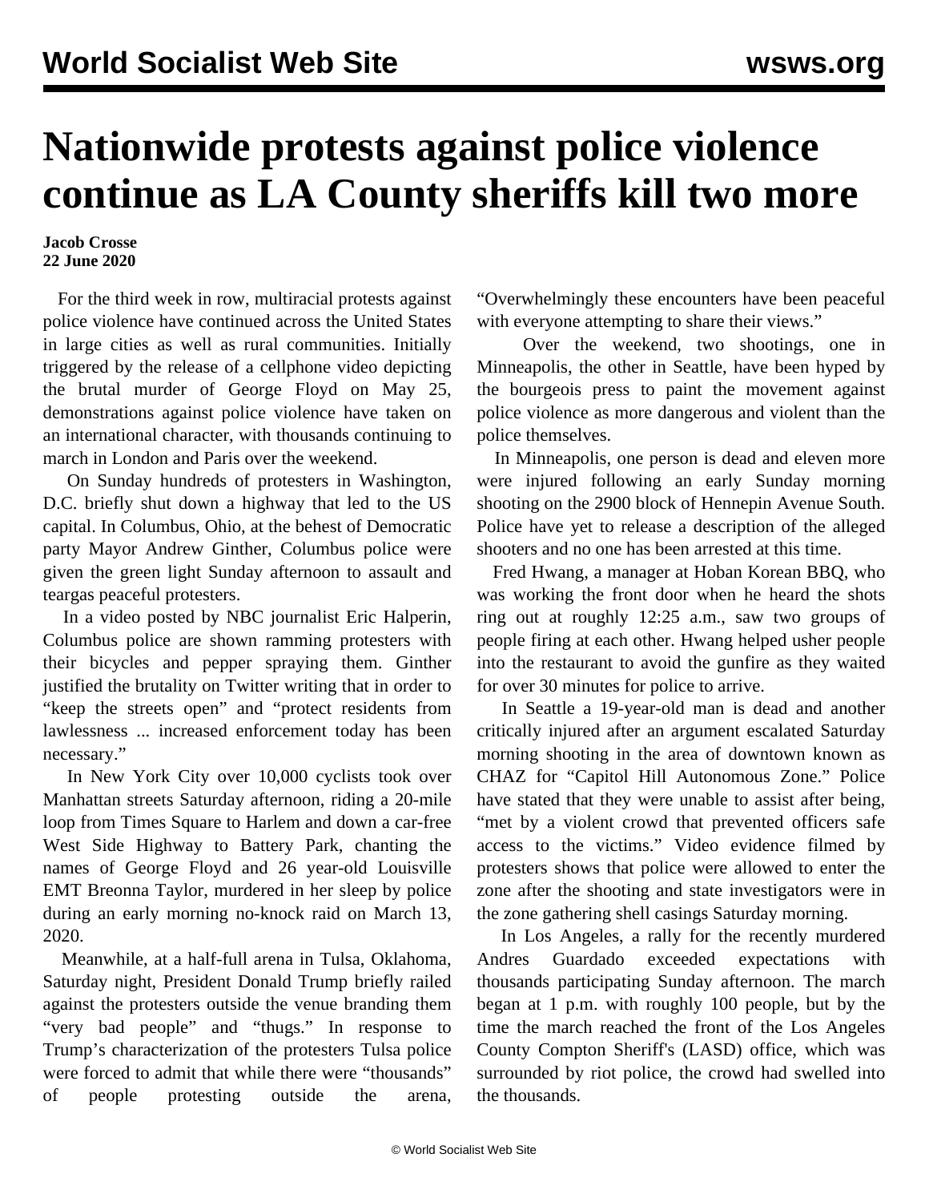# Nationwide protests against police violence continue as LA County sheriffs kill two more

**Jacob Crosse**
**22 June 2020**

For the third week in row, multiracial protests against police violence have continued across the United States in large cities as well as rural communities. Initially triggered by the release of a cellphone video depicting the brutal murder of George Floyd on May 25, demonstrations against police violence have taken on an international character, with thousands continuing to march in London and Paris over the weekend.

On Sunday hundreds of protesters in Washington, D.C. briefly shut down a highway that led to the US capital. In Columbus, Ohio, at the behest of Democratic party Mayor Andrew Ginther, Columbus police were given the green light Sunday afternoon to assault and teargas peaceful protesters.

In a video posted by NBC journalist Eric Halperin, Columbus police are shown ramming protesters with their bicycles and pepper spraying them. Ginther justified the brutality on Twitter writing that in order to "keep the streets open" and "protect residents from lawlessness ... increased enforcement today has been necessary."

In New York City over 10,000 cyclists took over Manhattan streets Saturday afternoon, riding a 20-mile loop from Times Square to Harlem and down a car-free West Side Highway to Battery Park, chanting the names of George Floyd and 26 year-old Louisville EMT Breonna Taylor, murdered in her sleep by police during an early morning no-knock raid on March 13, 2020.

Meanwhile, at a half-full arena in Tulsa, Oklahoma, Saturday night, President Donald Trump briefly railed against the protesters outside the venue branding them "very bad people" and "thugs." In response to Trump's characterization of the protesters Tulsa police were forced to admit that while there were "thousands" of people protesting outside the arena, "Overwhelmingly these encounters have been peaceful with everyone attempting to share their views."

Over the weekend, two shootings, one in Minneapolis, the other in Seattle, have been hyped by the bourgeois press to paint the movement against police violence as more dangerous and violent than the police themselves.

In Minneapolis, one person is dead and eleven more were injured following an early Sunday morning shooting on the 2900 block of Hennepin Avenue South. Police have yet to release a description of the alleged shooters and no one has been arrested at this time.

Fred Hwang, a manager at Hoban Korean BBQ, who was working the front door when he heard the shots ring out at roughly 12:25 a.m., saw two groups of people firing at each other. Hwang helped usher people into the restaurant to avoid the gunfire as they waited for over 30 minutes for police to arrive.

In Seattle a 19-year-old man is dead and another critically injured after an argument escalated Saturday morning shooting in the area of downtown known as CHAZ for "Capitol Hill Autonomous Zone." Police have stated that they were unable to assist after being, "met by a violent crowd that prevented officers safe access to the victims." Video evidence filmed by protesters shows that police were allowed to enter the zone after the shooting and state investigators were in the zone gathering shell casings Saturday morning.

In Los Angeles, a rally for the recently murdered Andres Guardado exceeded expectations with thousands participating Sunday afternoon. The march began at 1 p.m. with roughly 100 people, but by the time the march reached the front of the Los Angeles County Compton Sheriff's (LASD) office, which was surrounded by riot police, the crowd had swelled into the thousands.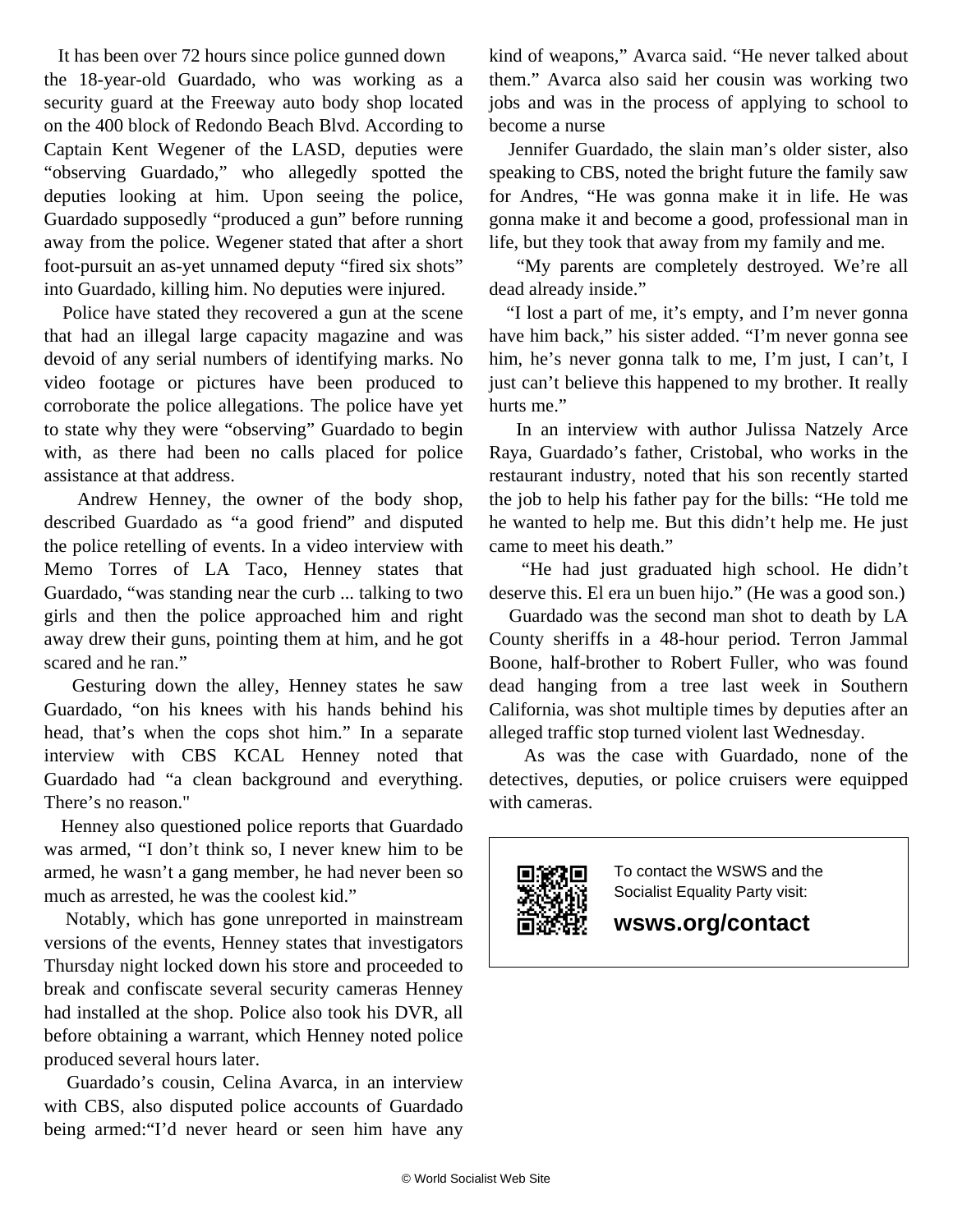It has been over 72 hours since police gunned down the 18-year-old Guardado, who was working as a security guard at the Freeway auto body shop located on the 400 block of Redondo Beach Blvd. According to Captain Kent Wegener of the LASD, deputies were “observing Guardado,” who allegedly spotted the deputies looking at him. Upon seeing the police, Guardado supposedly “produced a gun” before running away from the police. Wegener stated that after a short foot-pursuit an as-yet unnamed deputy “fired six shots” into Guardado, killing him. No deputies were injured.

Police have stated they recovered a gun at the scene that had an illegal large capacity magazine and was devoid of any serial numbers of identifying marks. No video footage or pictures have been produced to corroborate the police allegations. The police have yet to state why they were “observing” Guardado to begin with, as there had been no calls placed for police assistance at that address.

Andrew Henney, the owner of the body shop, described Guardado as “a good friend” and disputed the police retelling of events. In a video interview with Memo Torres of LA Taco, Henney states that Guardado, “was standing near the curb ... talking to two girls and then the police approached him and right away drew their guns, pointing them at him, and he got scared and he ran.”

Gesturing down the alley, Henney states he saw Guardado, “on his knees with his hands behind his head, that’s when the cops shot him.” In a separate interview with CBS KCAL Henney noted that Guardado had “a clean background and everything. There’s no reason."

Henney also questioned police reports that Guardado was armed, “I don’t think so, I never knew him to be armed, he wasn’t a gang member, he had never been so much as arrested, he was the coolest kid.”

Notably, which has gone unreported in mainstream versions of the events, Henney states that investigators Thursday night locked down his store and proceeded to break and confiscate several security cameras Henney had installed at the shop. Police also took his DVR, all before obtaining a warrant, which Henney noted police produced several hours later.

Guardado’s cousin, Celina Avarca, in an interview with CBS, also disputed police accounts of Guardado being armed:“I’d never heard or seen him have any kind of weapons,” Avarca said. “He never talked about them.” Avarca also said her cousin was working two jobs and was in the process of applying to school to become a nurse

Jennifer Guardado, the slain man’s older sister, also speaking to CBS, noted the bright future the family saw for Andres, “He was gonna make it in life. He was gonna make it and become a good, professional man in life, but they took that away from my family and me.

“My parents are completely destroyed. We’re all dead already inside.”

“I lost a part of me, it’s empty, and I’m never gonna have him back,” his sister added. “I’m never gonna see him, he’s never gonna talk to me, I’m just, I can’t, I just can’t believe this happened to my brother. It really hurts me.”

In an interview with author Julissa Natzely Arce Raya, Guardado’s father, Cristobal, who works in the restaurant industry, noted that his son recently started the job to help his father pay for the bills: “He told me he wanted to help me. But this didn’t help me. He just came to meet his death.”

“He had just graduated high school. He didn’t deserve this. El era un buen hijo.” (He was a good son.)

Guardado was the second man shot to death by LA County sheriffs in a 48-hour period. Terron Jammal Boone, half-brother to Robert Fuller, who was found dead hanging from a tree last week in Southern California, was shot multiple times by deputies after an alleged traffic stop turned violent last Wednesday.

As was the case with Guardado, none of the detectives, deputies, or police cruisers were equipped with cameras.

To contact the WSWS and the Socialist Equality Party visit:

**wsws.org/contact**